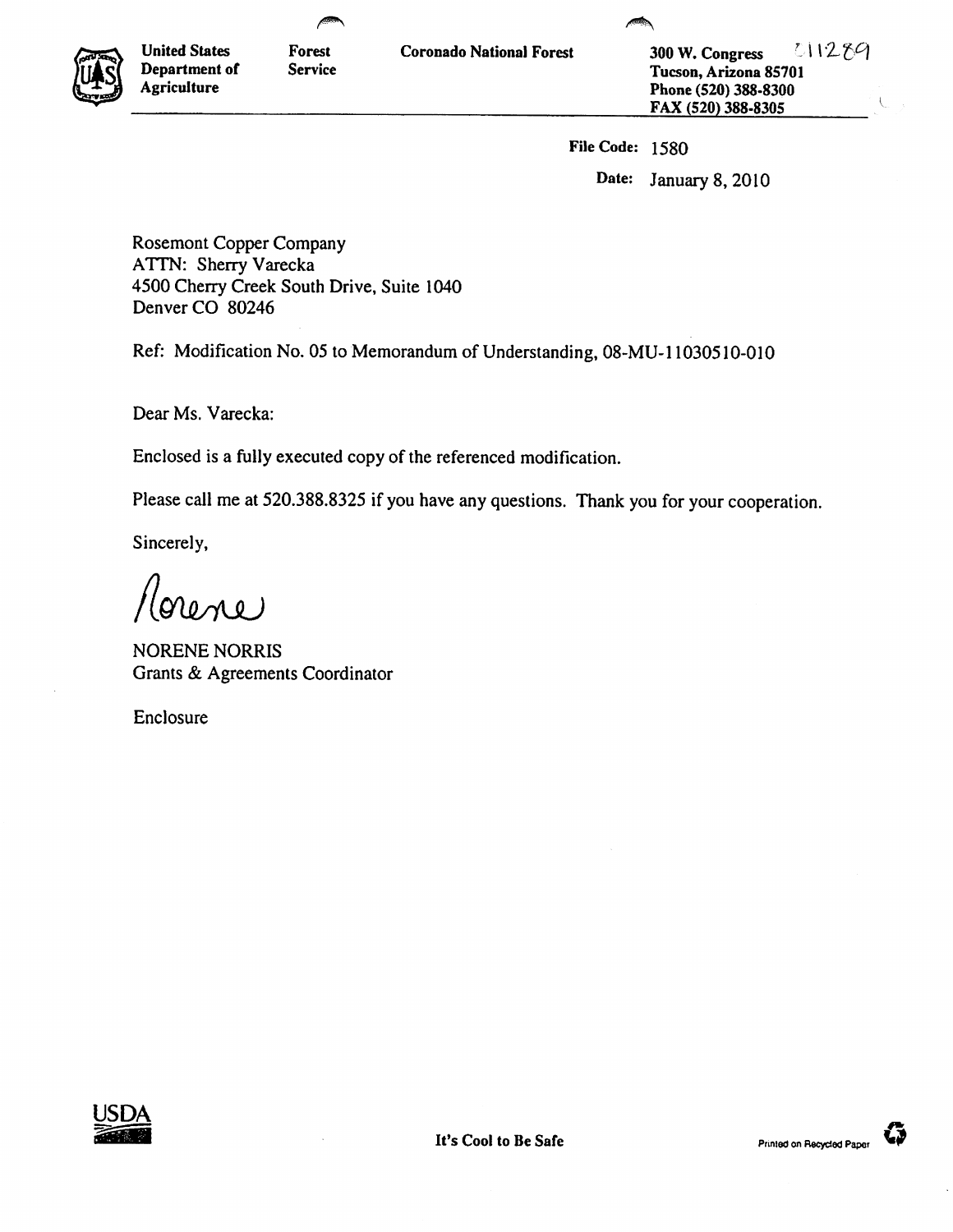United States Department of Agriculture | Forest Service | Coronado National Forest

300 W. Congress
Tucson, Arizona 85701
Phone (520) 388-8300
FAX (520) 388-8305

011289

File Code: 1580

Date: January 8, 2010

Rosemont Copper Company
ATTN: Sherry Varecka
4500 Cherry Creek South Drive, Suite 1040
Denver CO 80246

Ref: Modification No. 05 to Memorandum of Understanding, 08-MU-11030510-010

Dear Ms. Varecka:

Enclosed is a fully executed copy of the referenced modification.

Please call me at 520.388.8325 if you have any questions. Thank you for your cooperation.

Sincerely,

Norene

NORENE NORRIS
Grants & Agreements Coordinator

Enclosure

It's Cool to Be Safe

Printed on Recycled Paper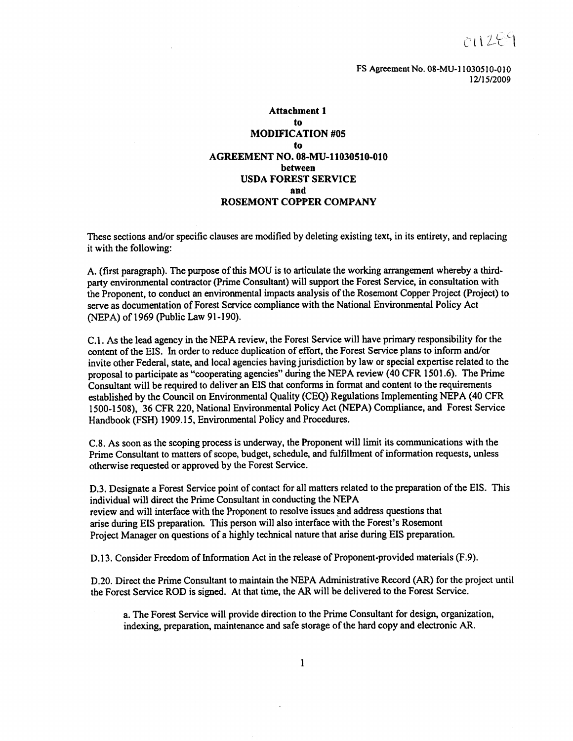011289

FS Agreement No. 08-MU-11030510-010
12/15/2009

**Attachment 1**
**to**
**MODIFICATION #05**
**to**
**AGREEMENT NO. 08-MU-11030510-010**
**between**
**USDA FOREST SERVICE**
**and**
**ROSEMONT COPPER COMPANY**

These sections and/or specific clauses are modified by deleting existing text, in its entirety, and replacing it with the following:

A. (first paragraph). The purpose of this MOU is to articulate the working arrangement whereby a third-party environmental contractor (Prime Consultant) will support the Forest Service, in consultation with the Proponent, to conduct an environmental impacts analysis of the Rosemont Copper Project (Project) to serve as documentation of Forest Service compliance with the National Environmental Policy Act (NEPA) of 1969 (Public Law 91-190).

C.1. As the lead agency in the NEPA review, the Forest Service will have primary responsibility for the content of the EIS. In order to reduce duplication of effort, the Forest Service plans to inform and/or invite other Federal, state, and local agencies having jurisdiction by law or special expertise related to the proposal to participate as "cooperating agencies" during the NEPA review (40 CFR 1501.6). The Prime Consultant will be required to deliver an EIS that conforms in format and content to the requirements established by the Council on Environmental Quality (CEQ) Regulations Implementing NEPA (40 CFR 1500-1508), 36 CFR 220, National Environmental Policy Act (NEPA) Compliance, and Forest Service Handbook (FSH) 1909.15, Environmental Policy and Procedures.

C.8. As soon as the scoping process is underway, the Proponent will limit its communications with the Prime Consultant to matters of scope, budget, schedule, and fulfillment of information requests, unless otherwise requested or approved by the Forest Service.

D.3. Designate a Forest Service point of contact for all matters related to the preparation of the EIS. This individual will direct the Prime Consultant in conducting the NEPA review and will interface with the Proponent to resolve issues and address questions that arise during EIS preparation. This person will also interface with the Forest's Rosemont Project Manager on questions of a highly technical nature that arise during EIS preparation.

D.13. Consider Freedom of Information Act in the release of Proponent-provided materials (F.9).

D.20. Direct the Prime Consultant to maintain the NEPA Administrative Record (AR) for the project until the Forest Service ROD is signed. At that time, the AR will be delivered to the Forest Service.

a. The Forest Service will provide direction to the Prime Consultant for design, organization, indexing, preparation, maintenance and safe storage of the hard copy and electronic AR.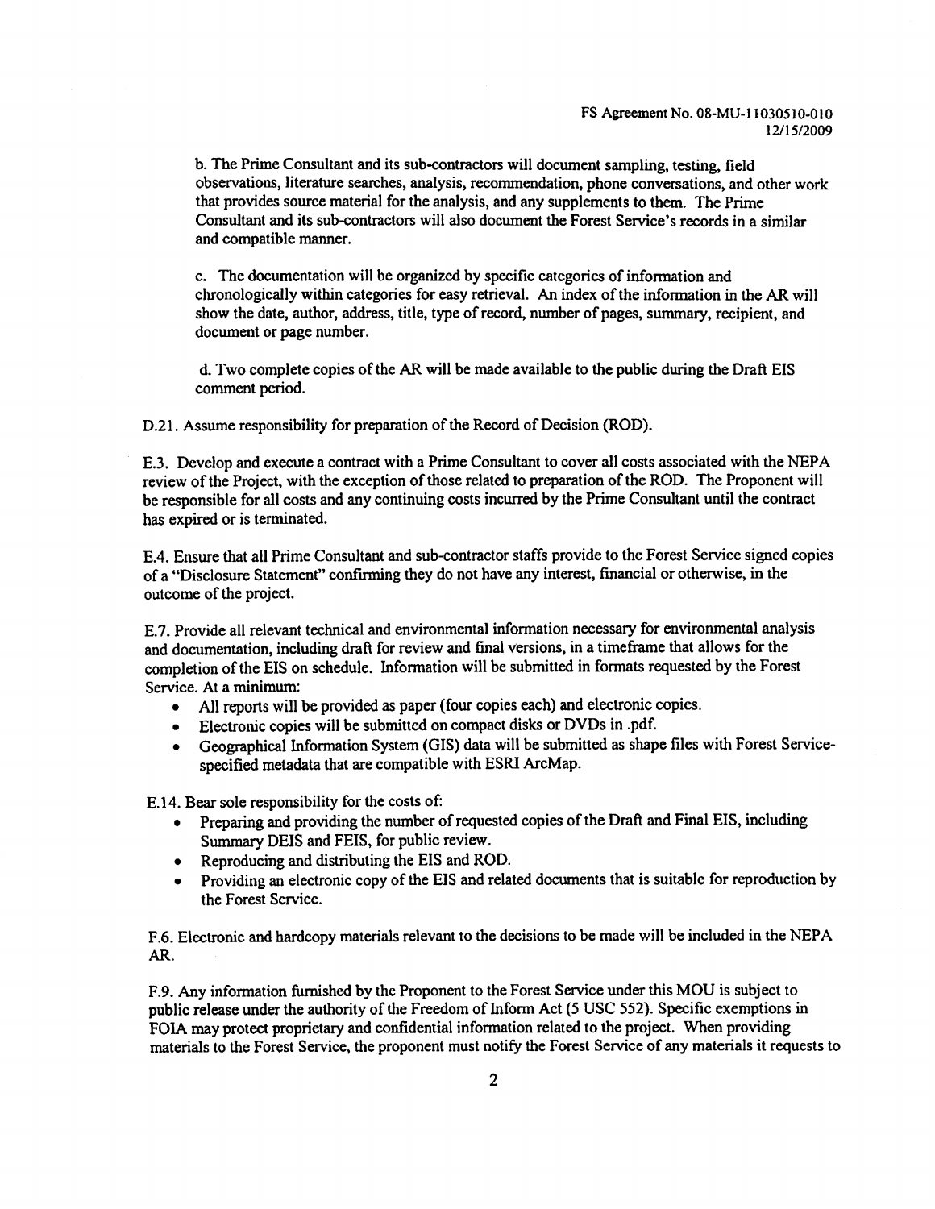b. The Prime Consultant and its sub-contractors will document sampling, testing, field observations, literature searches, analysis, recommendation, phone conversations, and other work that provides source material for the analysis, and any supplements to them. The Prime Consultant and its sub-contractors will also document the Forest Service's records in a similar and compatible manner.

c. The documentation will be organized by specific categories of information and chronologically within categories for easy retrieval. An index of the information in the AR will show the date, author, address, title, type of record, number of pages, summary, recipient, and document or page number.

d. Two complete copies of the AR will be made available to the public during the Draft EIS comment period.

D.21. Assume responsibility for preparation of the Record of Decision (ROD).

E.3. Develop and execute a contract with a Prime Consultant to cover all costs associated with the NEPA review of the Project, with the exception of those related to preparation of the ROD. The Proponent will be responsible for all costs and any continuing costs incurred by the Prime Consultant until the contract has expired or is terminated.

E.4. Ensure that all Prime Consultant and sub-contractor staffs provide to the Forest Service signed copies of a "Disclosure Statement" confirming they do not have any interest, financial or otherwise, in the outcome of the project.

E.7. Provide all relevant technical and environmental information necessary for environmental analysis and documentation, including draft for review and final versions, in a timeframe that allows for the completion of the EIS on schedule. Information will be submitted in formats requested by the Forest Service. At a minimum:

- All reports will be provided as paper (four copies each) and electronic copies.
- Electronic copies will be submitted on compact disks or DVDs in .pdf.
- Geographical Information System (GIS) data will be submitted as shape files with Forest Service-specified metadata that are compatible with ESRI ArcMap.

E.14. Bear sole responsibility for the costs of:

- Preparing and providing the number of requested copies of the Draft and Final EIS, including Summary DEIS and FEIS, for public review.
- Reproducing and distributing the EIS and ROD.
- Providing an electronic copy of the EIS and related documents that is suitable for reproduction by the Forest Service.

F.6. Electronic and hardcopy materials relevant to the decisions to be made will be included in the NEPA AR.

F.9. Any information furnished by the Proponent to the Forest Service under this MOU is subject to public release under the authority of the Freedom of Inform Act (5 USC 552). Specific exemptions in FOIA may protect proprietary and confidential information related to the project. When providing materials to the Forest Service, the proponent must notify the Forest Service of any materials it requests to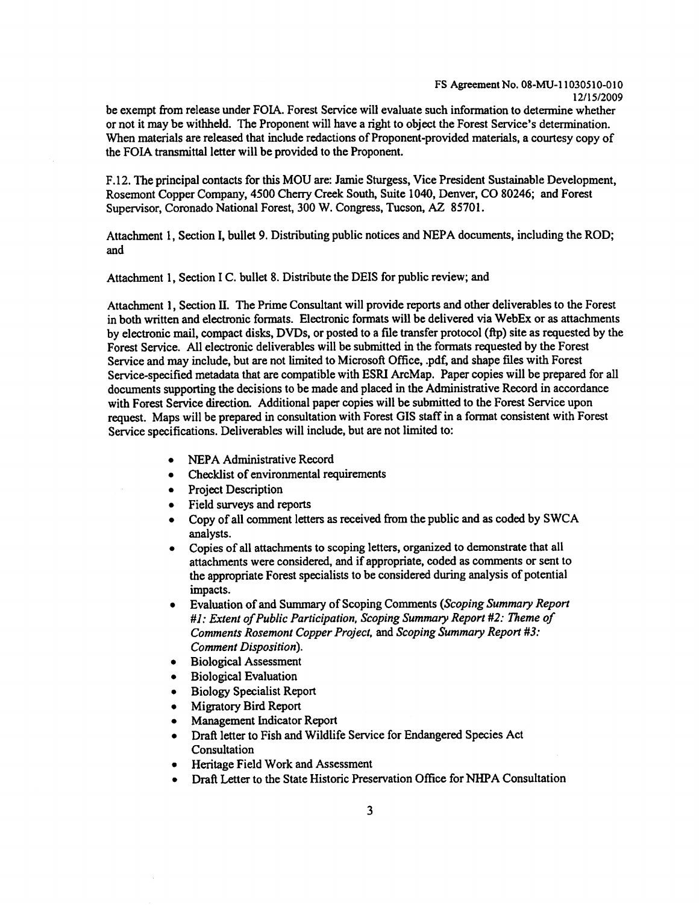be exempt from release under FOIA. Forest Service will evaluate such information to determine whether or not it may be withheld. The Proponent will have a right to object the Forest Service's determination. When materials are released that include redactions of Proponent-provided materials, a courtesy copy of the FOIA transmittal letter will be provided to the Proponent.

F.12. The principal contacts for this MOU are: Jamie Sturgess, Vice President Sustainable Development, Rosemont Copper Company, 4500 Cherry Creek South, Suite 1040, Denver, CO 80246; and Forest Supervisor, Coronado National Forest, 300 W. Congress, Tucson, AZ 85701.

Attachment 1, Section I, bullet 9. Distributing public notices and NEPA documents, including the ROD; and

Attachment 1, Section I C. bullet 8. Distribute the DEIS for public review; and

Attachment 1, Section II. The Prime Consultant will provide reports and other deliverables to the Forest in both written and electronic formats. Electronic formats will be delivered via WebEx or as attachments by electronic mail, compact disks, DVDs, or posted to a file transfer protocol (ftp) site as requested by the Forest Service. All electronic deliverables will be submitted in the formats requested by the Forest Service and may include, but are not limited to Microsoft Office, .pdf, and shape files with Forest Service-specified metadata that are compatible with ESRI ArcMap. Paper copies will be prepared for all documents supporting the decisions to be made and placed in the Administrative Record in accordance with Forest Service direction. Additional paper copies will be submitted to the Forest Service upon request. Maps will be prepared in consultation with Forest GIS staff in a format consistent with Forest Service specifications. Deliverables will include, but are not limited to:

- NEPA Administrative Record
- Checklist of environmental requirements
- Project Description
- Field surveys and reports
- Copy of all comment letters as received from the public and as coded by SWCA analysts.
- Copies of all attachments to scoping letters, organized to demonstrate that all attachments were considered, and if appropriate, coded as comments or sent to the appropriate Forest specialists to be considered during analysis of potential impacts.
- Evaluation of and Summary of Scoping Comments (*Scoping Summary Report #1: Extent of Public Participation, Scoping Summary Report #2: Theme of Comments Rosemont Copper Project,* and *Scoping Summary Report #3: Comment Disposition*).
- Biological Assessment
- Biological Evaluation
- Biology Specialist Report
- Migratory Bird Report
- Management Indicator Report
- Draft letter to Fish and Wildlife Service for Endangered Species Act Consultation
- Heritage Field Work and Assessment
- Draft Letter to the State Historic Preservation Office for NHPA Consultation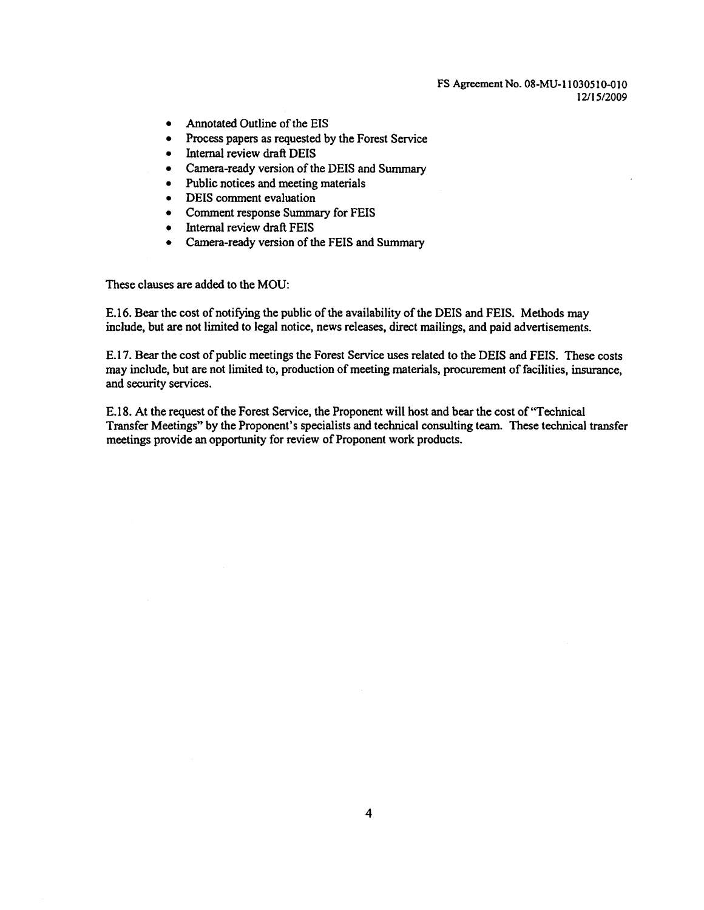- Annotated Outline of the EIS
- Process papers as requested by the Forest Service
- Internal review draft DEIS
- Camera-ready version of the DEIS and Summary
- Public notices and meeting materials
- DEIS comment evaluation
- Comment response Summary for FEIS
- Internal review draft FEIS
- Camera-ready version of the FEIS and Summary

These clauses are added to the MOU:

E.16. Bear the cost of notifying the public of the availability of the DEIS and FEIS. Methods may include, but are not limited to legal notice, news releases, direct mailings, and paid advertisements.

E.17. Bear the cost of public meetings the Forest Service uses related to the DEIS and FEIS. These costs may include, but are not limited to, production of meeting materials, procurement of facilities, insurance, and security services.

E.18. At the request of the Forest Service, the Proponent will host and bear the cost of "Technical Transfer Meetings" by the Proponent's specialists and technical consulting team. These technical transfer meetings provide an opportunity for review of Proponent work products.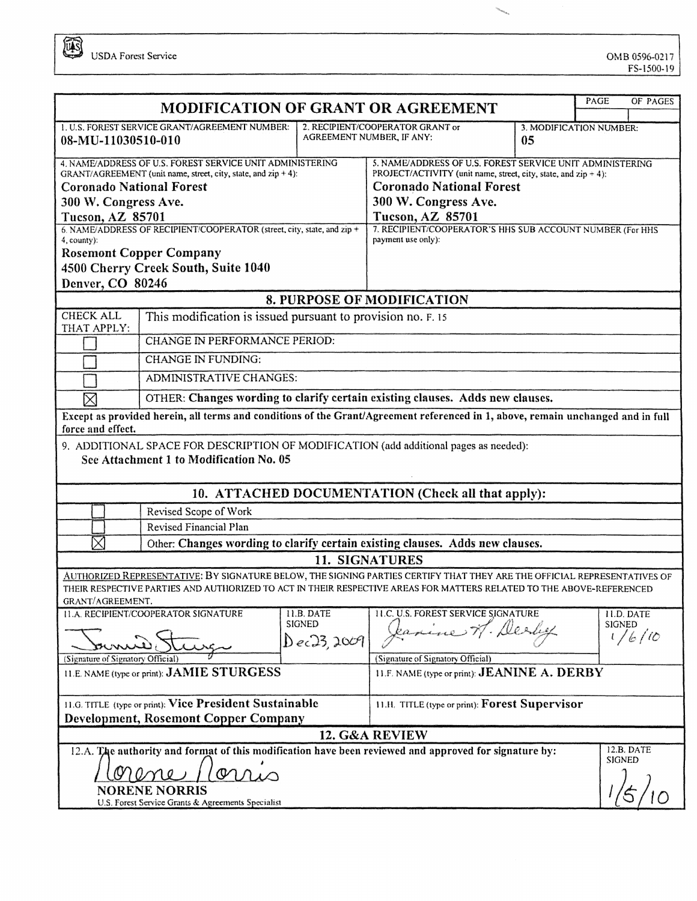USDA Forest Service

OMB 0596-0217
FS-1500-19

# MODIFICATION OF GRANT OR AGREEMENT

PAGE OF PAGES

| | | |
|---|---|---|
| 1. U.S. FOREST SERVICE GRANT/AGREEMENT NUMBER: **08-MU-11030510-010** | 2. RECIPIENT/COOPERATOR GRANT or AGREEMENT NUMBER, IF ANY: | 3. MODIFICATION NUMBER: **05** |

| | |
|---|---|
| 4. NAME/ADDRESS OF U.S. FOREST SERVICE UNIT ADMINISTERING GRANT/AGREEMENT (unit name, street, city, state, and zip + 4): **Coronado National Forest, 300 W. Congress Ave., Tucson, AZ 85701** | 5. NAME/ADDRESS OF U.S. FOREST SERVICE UNIT ADMINISTERING PROJECT/ACTIVITY (unit name, street, city, state, and zip + 4): **Coronado National Forest, 300 W. Congress Ave., Tucson, AZ 85701** |
| 6. NAME/ADDRESS OF RECIPIENT/COOPERATOR (street, city, state, and zip + 4, county): **Rosemont Copper Company, 4500 Cherry Creek South, Suite 1040, Denver, CO 80246** | 7. RECIPIENT/COOPERATOR'S HHS SUB ACCOUNT NUMBER (For HHS payment use only): |

## 8. PURPOSE OF MODIFICATION

| CHECK ALL THAT APPLY: | This modification is issued pursuant to provision no. F. 15 |
|---|---|
| ☐ | CHANGE IN PERFORMANCE PERIOD: |
| ☐ | CHANGE IN FUNDING: |
| ☐ | ADMINISTRATIVE CHANGES: |
| ☒ | OTHER: **Changes wording to clarify certain existing clauses. Adds new clauses.** |

**Except as provided herein, all terms and conditions of the Grant/Agreement referenced in 1, above, remain unchanged and in full force and effect.**

9. ADDITIONAL SPACE FOR DESCRIPTION OF MODIFICATION (add additional pages as needed):
**See Attachment 1 to Modification No. 05**

## 10. ATTACHED DOCUMENTATION (Check all that apply):

| | |
|---|---|
| ☐ | Revised Scope of Work |
| ☐ | Revised Financial Plan |
| ☒ | Other: **Changes wording to clarify certain existing clauses. Adds new clauses.** |

## 11. SIGNATURES

AUTHORIZED REPRESENTATIVE: BY SIGNATURE BELOW, THE SIGNING PARTIES CERTIFY THAT THEY ARE THE OFFICIAL REPRESENTATIVES OF THEIR RESPECTIVE PARTIES AND AUTHORIZED TO ACT IN THEIR RESPECTIVE AREAS FOR MATTERS RELATED TO THE ABOVE-REFERENCED GRANT/AGREEMENT.

| | | | |
|---|---|---|---|
| 11.A. RECIPIENT/COOPERATOR SIGNATURE: Jamie Sturgess (Signature of Signatory Official) | 11.B. DATE SIGNED: Dec 23, 2009 | 11.C. U.S. FOREST SERVICE SIGNATURE: Jeanine A. Derby (Signature of Signatory Official) | 11.D. DATE SIGNED: 1/6/10 |
| 11.E. NAME (type or print): **JAMIE STURGESS** | | 11.F. NAME (type or print): **JEANINE A. DERBY** | |
| 11.G. TITLE (type or print): **Vice President Sustainable Development, Rosemont Copper Company** | | 11.H. TITLE (type or print): **Forest Supervisor** | |

## 12. G&A REVIEW

| | |
|---|---|
| 12.A. The authority and format of this modification have been reviewed and approved for signature by: Norene Norris **NORENE NORRIS** U.S. Forest Service Grants & Agreements Specialist | 12.B. DATE SIGNED: 1/5/10 |